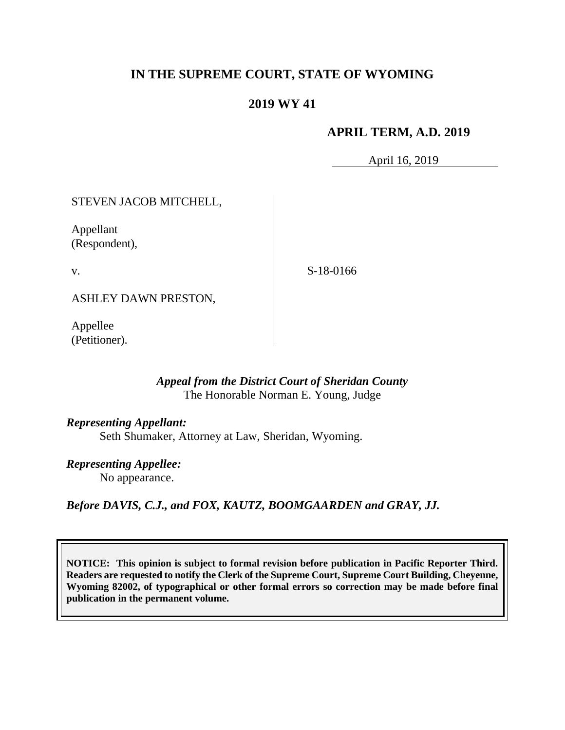# IN THE SUPREME COURT, STATE OF WYOMING

## 2019 WY 41

### APRIL TERM, A.D. 2019

April 16, 2019

| | |
|---|---|
| STEVEN JACOB MITCHELL,<br><br>Appellant<br>(Respondent),<br><br>v.<br><br>ASHLEY DAWN PRESTON,<br><br>Appellee<br>(Petitioner). | S-18-0166 |

*Appeal from the District Court of Sheridan County*
The Honorable Norman E. Young, Judge

***Representing Appellant:***
Seth Shumaker, Attorney at Law, Sheridan, Wyoming.

***Representing Appellee:***
No appearance.

***Before DAVIS, C.J., and FOX, KAUTZ, BOOMGAARDEN and GRAY, JJ.***

**NOTICE: This opinion is subject to formal revision before publication in Pacific Reporter Third. Readers are requested to notify the Clerk of the Supreme Court, Supreme Court Building, Cheyenne, Wyoming 82002, of typographical or other formal errors so correction may be made before final publication in the permanent volume.**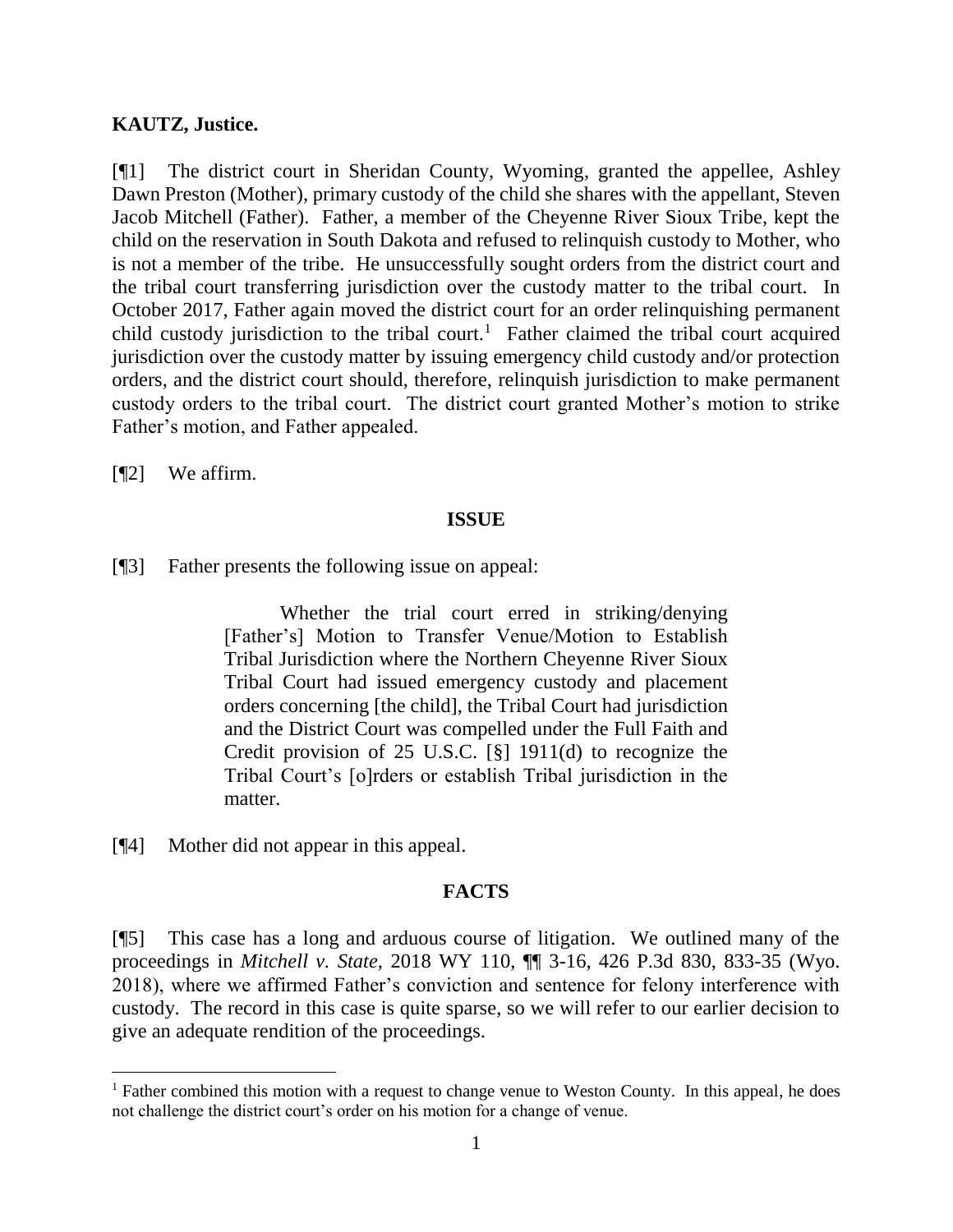**KAUTZ, Justice.**

[¶1] The district court in Sheridan County, Wyoming, granted the appellee, Ashley Dawn Preston (Mother), primary custody of the child she shares with the appellant, Steven Jacob Mitchell (Father). Father, a member of the Cheyenne River Sioux Tribe, kept the child on the reservation in South Dakota and refused to relinquish custody to Mother, who is not a member of the tribe. He unsuccessfully sought orders from the district court and the tribal court transferring jurisdiction over the custody matter to the tribal court. In October 2017, Father again moved the district court for an order relinquishing permanent child custody jurisdiction to the tribal court.[1] Father claimed the tribal court acquired jurisdiction over the custody matter by issuing emergency child custody and/or protection orders, and the district court should, therefore, relinquish jurisdiction to make permanent custody orders to the tribal court. The district court granted Mother's motion to strike Father's motion, and Father appealed.

[¶2] We affirm.

## ISSUE

[¶3] Father presents the following issue on appeal:

> Whether the trial court erred in striking/denying [Father's] Motion to Transfer Venue/Motion to Establish Tribal Jurisdiction where the Northern Cheyenne River Sioux Tribal Court had issued emergency custody and placement orders concerning [the child], the Tribal Court had jurisdiction and the District Court was compelled under the Full Faith and Credit provision of 25 U.S.C. [§] 1911(d) to recognize the Tribal Court's [o]rders or establish Tribal jurisdiction in the matter.

[¶4] Mother did not appear in this appeal.

## FACTS

[¶5] This case has a long and arduous course of litigation. We outlined many of the proceedings in *Mitchell v. State,* 2018 WY 110, ¶¶ 3-16, 426 P.3d 830, 833-35 (Wyo. 2018), where we affirmed Father's conviction and sentence for felony interference with custody. The record in this case is quite sparse, so we will refer to our earlier decision to give an adequate rendition of the proceedings.

[1] Father combined this motion with a request to change venue to Weston County. In this appeal, he does not challenge the district court's order on his motion for a change of venue.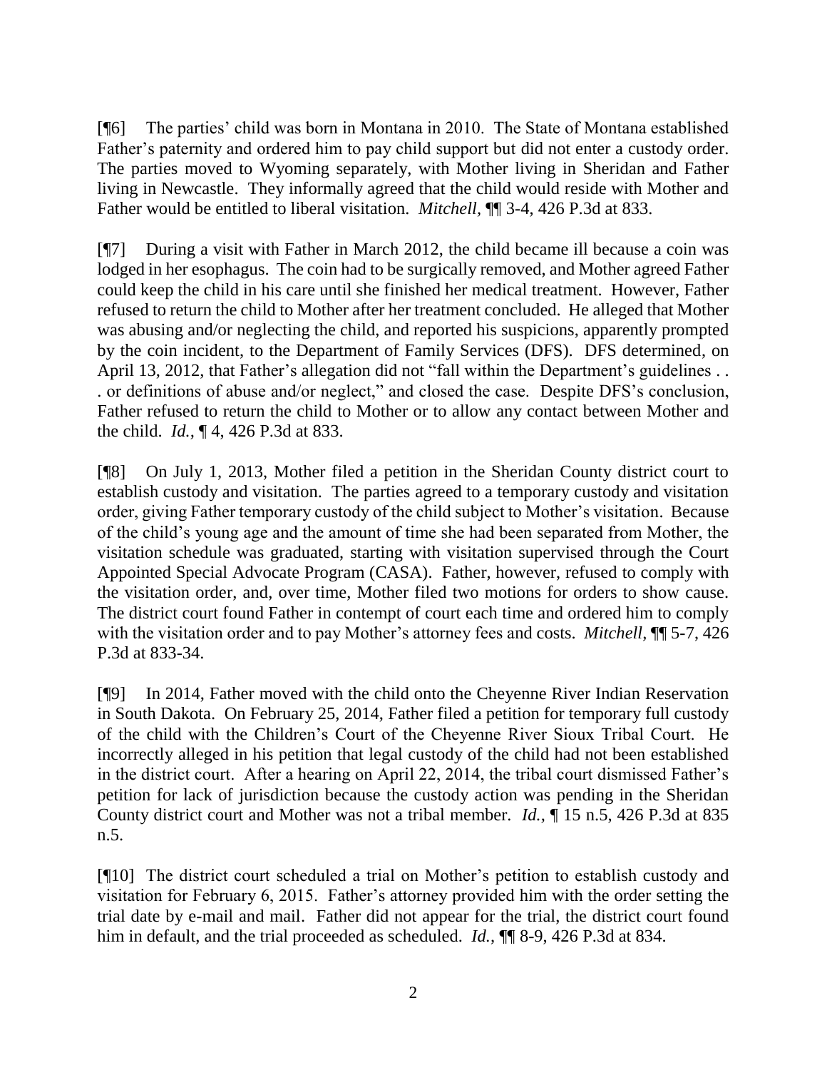[¶6] The parties' child was born in Montana in 2010. The State of Montana established Father's paternity and ordered him to pay child support but did not enter a custody order. The parties moved to Wyoming separately, with Mother living in Sheridan and Father living in Newcastle. They informally agreed that the child would reside with Mother and Father would be entitled to liberal visitation. *Mitchell*, ¶¶ 3-4, 426 P.3d at 833.

[¶7] During a visit with Father in March 2012, the child became ill because a coin was lodged in her esophagus. The coin had to be surgically removed, and Mother agreed Father could keep the child in his care until she finished her medical treatment. However, Father refused to return the child to Mother after her treatment concluded. He alleged that Mother was abusing and/or neglecting the child, and reported his suspicions, apparently prompted by the coin incident, to the Department of Family Services (DFS). DFS determined, on April 13, 2012, that Father's allegation did not "fall within the Department's guidelines . . . or definitions of abuse and/or neglect," and closed the case. Despite DFS's conclusion, Father refused to return the child to Mother or to allow any contact between Mother and the child. *Id.*, ¶ 4, 426 P.3d at 833.

[¶8] On July 1, 2013, Mother filed a petition in the Sheridan County district court to establish custody and visitation. The parties agreed to a temporary custody and visitation order, giving Father temporary custody of the child subject to Mother's visitation. Because of the child's young age and the amount of time she had been separated from Mother, the visitation schedule was graduated, starting with visitation supervised through the Court Appointed Special Advocate Program (CASA). Father, however, refused to comply with the visitation order, and, over time, Mother filed two motions for orders to show cause. The district court found Father in contempt of court each time and ordered him to comply with the visitation order and to pay Mother's attorney fees and costs. *Mitchell*, ¶¶ 5-7, 426 P.3d at 833-34.

[¶9] In 2014, Father moved with the child onto the Cheyenne River Indian Reservation in South Dakota. On February 25, 2014, Father filed a petition for temporary full custody of the child with the Children's Court of the Cheyenne River Sioux Tribal Court. He incorrectly alleged in his petition that legal custody of the child had not been established in the district court. After a hearing on April 22, 2014, the tribal court dismissed Father's petition for lack of jurisdiction because the custody action was pending in the Sheridan County district court and Mother was not a tribal member. *Id.*, ¶ 15 n.5, 426 P.3d at 835 n.5.

[¶10] The district court scheduled a trial on Mother's petition to establish custody and visitation for February 6, 2015. Father's attorney provided him with the order setting the trial date by e-mail and mail. Father did not appear for the trial, the district court found him in default, and the trial proceeded as scheduled. *Id.*, ¶¶ 8-9, 426 P.3d at 834.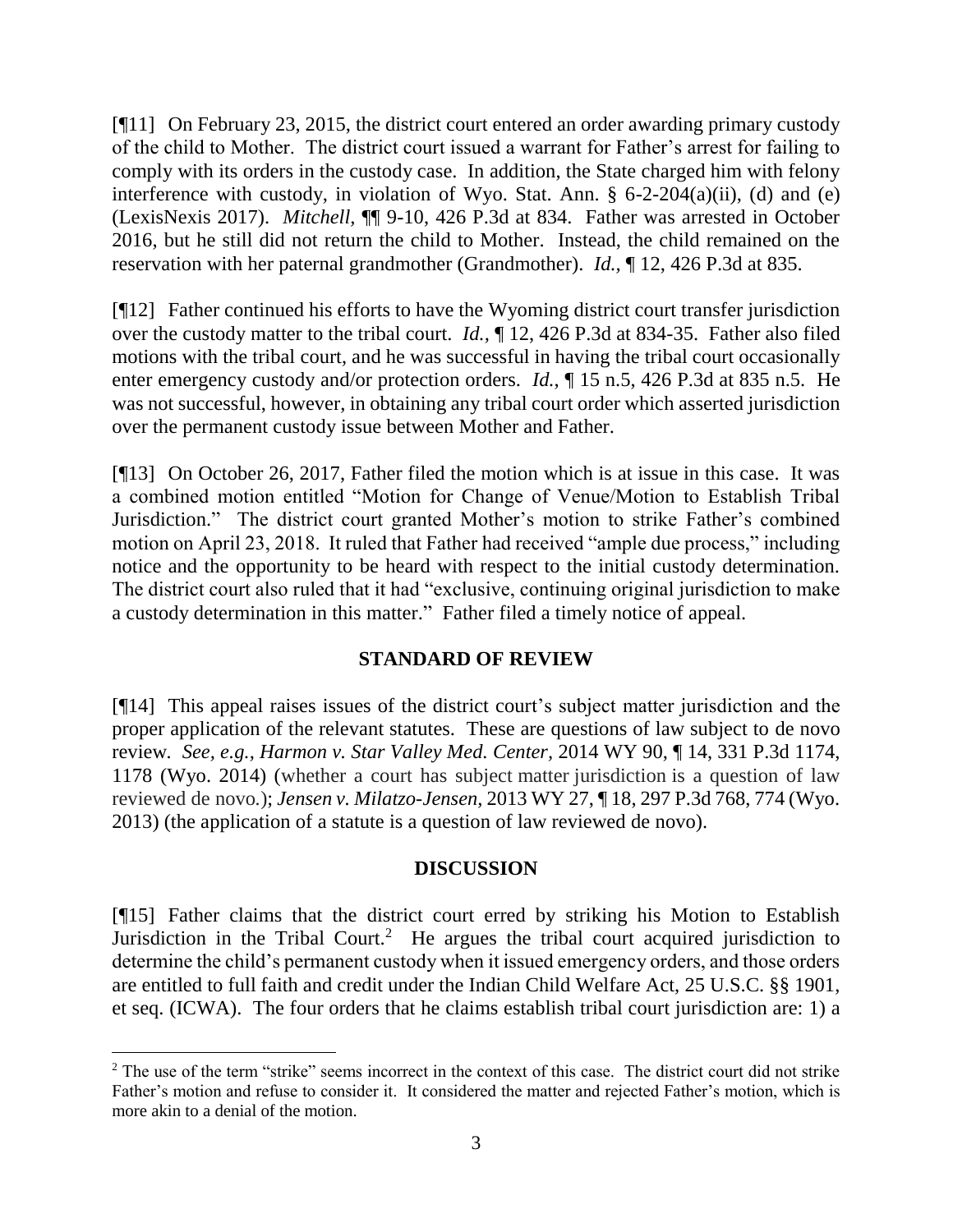[¶11] On February 23, 2015, the district court entered an order awarding primary custody of the child to Mother. The district court issued a warrant for Father's arrest for failing to comply with its orders in the custody case. In addition, the State charged him with felony interference with custody, in violation of Wyo. Stat. Ann. § 6-2-204(a)(ii), (d) and (e) (LexisNexis 2017). *Mitchell,* ¶¶ 9-10, 426 P.3d at 834. Father was arrested in October 2016, but he still did not return the child to Mother. Instead, the child remained on the reservation with her paternal grandmother (Grandmother). *Id.*, ¶ 12, 426 P.3d at 835.

[¶12] Father continued his efforts to have the Wyoming district court transfer jurisdiction over the custody matter to the tribal court. *Id.,* ¶ 12, 426 P.3d at 834-35. Father also filed motions with the tribal court, and he was successful in having the tribal court occasionally enter emergency custody and/or protection orders. *Id.*, ¶ 15 n.5, 426 P.3d at 835 n.5. He was not successful, however, in obtaining any tribal court order which asserted jurisdiction over the permanent custody issue between Mother and Father.

[¶13] On October 26, 2017, Father filed the motion which is at issue in this case. It was a combined motion entitled "Motion for Change of Venue/Motion to Establish Tribal Jurisdiction." The district court granted Mother's motion to strike Father's combined motion on April 23, 2018. It ruled that Father had received "ample due process," including notice and the opportunity to be heard with respect to the initial custody determination. The district court also ruled that it had "exclusive, continuing original jurisdiction to make a custody determination in this matter." Father filed a timely notice of appeal.

## STANDARD OF REVIEW

[¶14] This appeal raises issues of the district court's subject matter jurisdiction and the proper application of the relevant statutes. These are questions of law subject to de novo review. *See, e.g., Harmon v. Star Valley Med. Center*, 2014 WY 90, ¶ 14, 331 P.3d 1174, 1178 (Wyo. 2014) (whether a court has subject matter jurisdiction is a question of law reviewed de novo.); *Jensen v. Milatzo-Jensen,* 2013 WY 27, ¶ 18, 297 P.3d 768, 774 (Wyo. 2013) (the application of a statute is a question of law reviewed de novo).

## DISCUSSION

[¶15] Father claims that the district court erred by striking his Motion to Establish Jurisdiction in the Tribal Court.[2] He argues the tribal court acquired jurisdiction to determine the child's permanent custody when it issued emergency orders, and those orders are entitled to full faith and credit under the Indian Child Welfare Act, 25 U.S.C. §§ 1901, et seq. (ICWA). The four orders that he claims establish tribal court jurisdiction are: 1) a

---

[2] The use of the term "strike" seems incorrect in the context of this case. The district court did not strike Father's motion and refuse to consider it. It considered the matter and rejected Father's motion, which is more akin to a denial of the motion.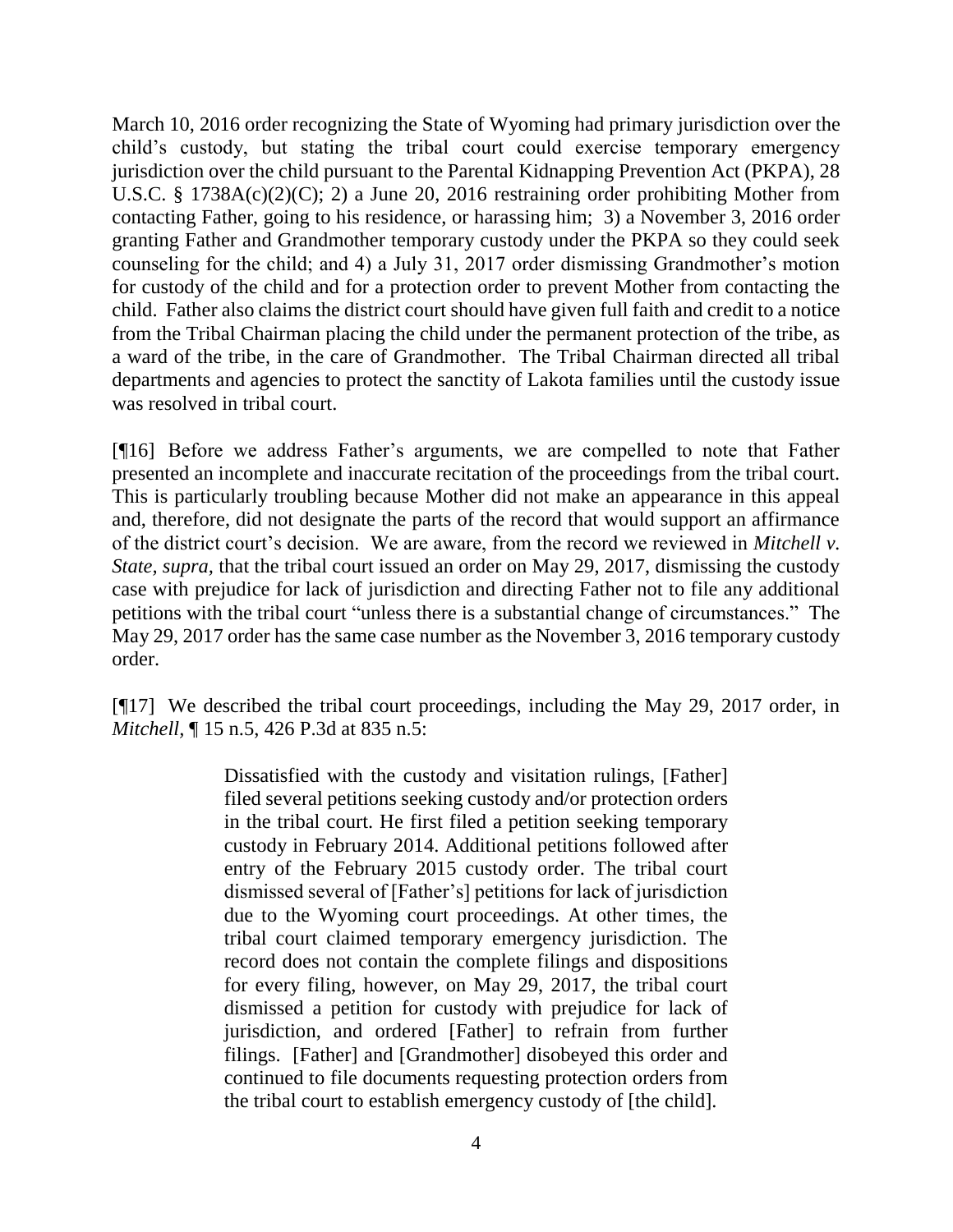March 10, 2016 order recognizing the State of Wyoming had primary jurisdiction over the child's custody, but stating the tribal court could exercise temporary emergency jurisdiction over the child pursuant to the Parental Kidnapping Prevention Act (PKPA), 28 U.S.C. § 1738A(c)(2)(C); 2) a June 20, 2016 restraining order prohibiting Mother from contacting Father, going to his residence, or harassing him; 3) a November 3, 2016 order granting Father and Grandmother temporary custody under the PKPA so they could seek counseling for the child; and 4) a July 31, 2017 order dismissing Grandmother's motion for custody of the child and for a protection order to prevent Mother from contacting the child. Father also claims the district court should have given full faith and credit to a notice from the Tribal Chairman placing the child under the permanent protection of the tribe, as a ward of the tribe, in the care of Grandmother. The Tribal Chairman directed all tribal departments and agencies to protect the sanctity of Lakota families until the custody issue was resolved in tribal court.

[¶16] Before we address Father's arguments, we are compelled to note that Father presented an incomplete and inaccurate recitation of the proceedings from the tribal court. This is particularly troubling because Mother did not make an appearance in this appeal and, therefore, did not designate the parts of the record that would support an affirmance of the district court's decision. We are aware, from the record we reviewed in *Mitchell v. State, supra,* that the tribal court issued an order on May 29, 2017, dismissing the custody case with prejudice for lack of jurisdiction and directing Father not to file any additional petitions with the tribal court "unless there is a substantial change of circumstances." The May 29, 2017 order has the same case number as the November 3, 2016 temporary custody order.

[¶17] We described the tribal court proceedings, including the May 29, 2017 order, in *Mitchell,* ¶ 15 n.5, 426 P.3d at 835 n.5:

> Dissatisfied with the custody and visitation rulings, [Father] filed several petitions seeking custody and/or protection orders in the tribal court. He first filed a petition seeking temporary custody in February 2014. Additional petitions followed after entry of the February 2015 custody order. The tribal court dismissed several of [Father's] petitions for lack of jurisdiction due to the Wyoming court proceedings. At other times, the tribal court claimed temporary emergency jurisdiction. The record does not contain the complete filings and dispositions for every filing, however, on May 29, 2017, the tribal court dismissed a petition for custody with prejudice for lack of jurisdiction, and ordered [Father] to refrain from further filings. [Father] and [Grandmother] disobeyed this order and continued to file documents requesting protection orders from the tribal court to establish emergency custody of [the child].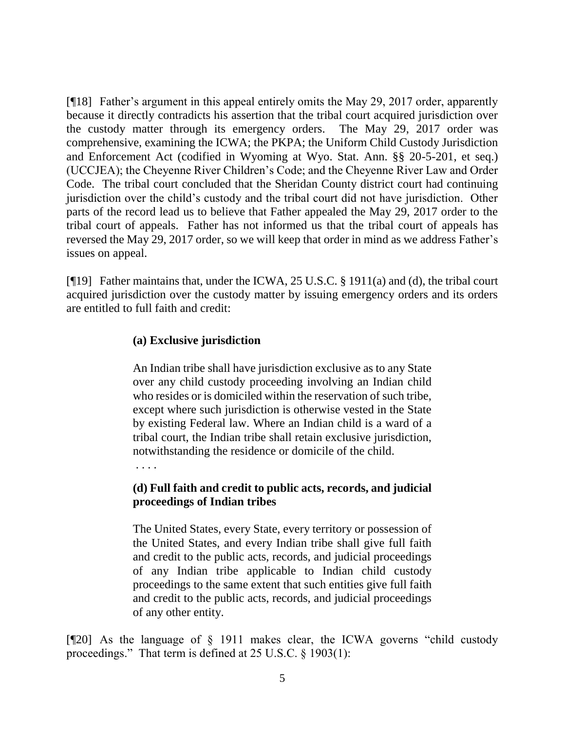[¶18] Father's argument in this appeal entirely omits the May 29, 2017 order, apparently because it directly contradicts his assertion that the tribal court acquired jurisdiction over the custody matter through its emergency orders. The May 29, 2017 order was comprehensive, examining the ICWA; the PKPA; the Uniform Child Custody Jurisdiction and Enforcement Act (codified in Wyoming at Wyo. Stat. Ann. §§ 20-5-201, et seq.) (UCCJEA); the Cheyenne River Children's Code; and the Cheyenne River Law and Order Code. The tribal court concluded that the Sheridan County district court had continuing jurisdiction over the child's custody and the tribal court did not have jurisdiction. Other parts of the record lead us to believe that Father appealed the May 29, 2017 order to the tribal court of appeals. Father has not informed us that the tribal court of appeals has reversed the May 29, 2017 order, so we will keep that order in mind as we address Father's issues on appeal.

[¶19] Father maintains that, under the ICWA, 25 U.S.C. § 1911(a) and (d), the tribal court acquired jurisdiction over the custody matter by issuing emergency orders and its orders are entitled to full faith and credit:

> **(a) Exclusive jurisdiction**
>
> An Indian tribe shall have jurisdiction exclusive as to any State over any child custody proceeding involving an Indian child who resides or is domiciled within the reservation of such tribe, except where such jurisdiction is otherwise vested in the State by existing Federal law. Where an Indian child is a ward of a tribal court, the Indian tribe shall retain exclusive jurisdiction, notwithstanding the residence or domicile of the child.
>
> . . . .
>
> **(d) Full faith and credit to public acts, records, and judicial proceedings of Indian tribes**
>
> The United States, every State, every territory or possession of the United States, and every Indian tribe shall give full faith and credit to the public acts, records, and judicial proceedings of any Indian tribe applicable to Indian child custody proceedings to the same extent that such entities give full faith and credit to the public acts, records, and judicial proceedings of any other entity.

[¶20] As the language of § 1911 makes clear, the ICWA governs "child custody proceedings." That term is defined at 25 U.S.C. § 1903(1):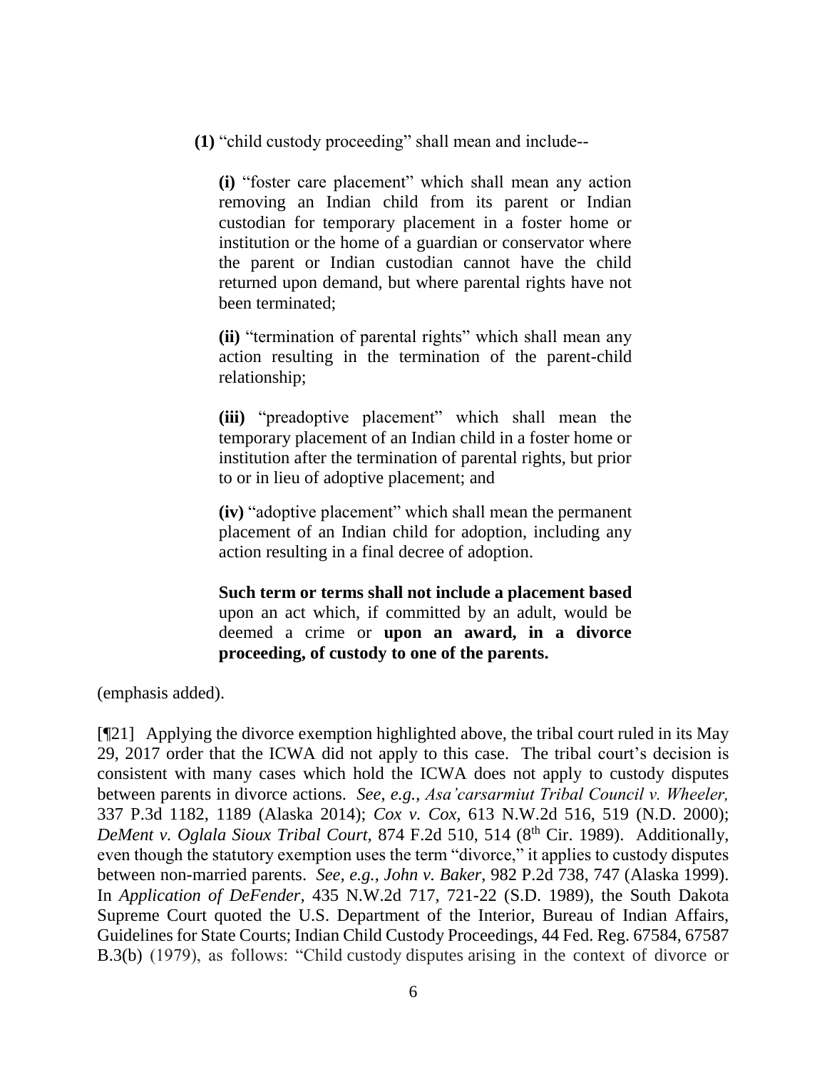**(1)** "child custody proceeding" shall mean and include--

> **(i)** "foster care placement" which shall mean any action removing an Indian child from its parent or Indian custodian for temporary placement in a foster home or institution or the home of a guardian or conservator where the parent or Indian custodian cannot have the child returned upon demand, but where parental rights have not been terminated;
>
> **(ii)** "termination of parental rights" which shall mean any action resulting in the termination of the parent-child relationship;
>
> **(iii)** "preadoptive placement" which shall mean the temporary placement of an Indian child in a foster home or institution after the termination of parental rights, but prior to or in lieu of adoptive placement; and
>
> **(iv)** "adoptive placement" which shall mean the permanent placement of an Indian child for adoption, including any action resulting in a final decree of adoption.
>
> **Such term or terms shall not include a placement based** upon an act which, if committed by an adult, would be deemed a crime or **upon an award, in a divorce proceeding, of custody to one of the parents.**

(emphasis added).

[¶21] Applying the divorce exemption highlighted above, the tribal court ruled in its May 29, 2017 order that the ICWA did not apply to this case. The tribal court's decision is consistent with many cases which hold the ICWA does not apply to custody disputes between parents in divorce actions. *See, e.g.*, *Asa'carsarmiut Tribal Council v. Wheeler,* 337 P.3d 1182, 1189 (Alaska 2014); *Cox v. Cox,* 613 N.W.2d 516, 519 (N.D. 2000); *DeMent v. Oglala Sioux Tribal Court,* 874 F.2d 510, 514 (8th Cir. 1989). Additionally, even though the statutory exemption uses the term "divorce," it applies to custody disputes between non-married parents. *See, e.g.*, *John v. Baker,* 982 P.2d 738, 747 (Alaska 1999). In *Application of DeFender,* 435 N.W.2d 717, 721-22 (S.D. 1989), the South Dakota Supreme Court quoted the U.S. Department of the Interior, Bureau of Indian Affairs, Guidelines for State Courts; Indian Child Custody Proceedings, 44 Fed. Reg. 67584, 67587 B.3(b) (1979), as follows: "Child custody disputes arising in the context of divorce or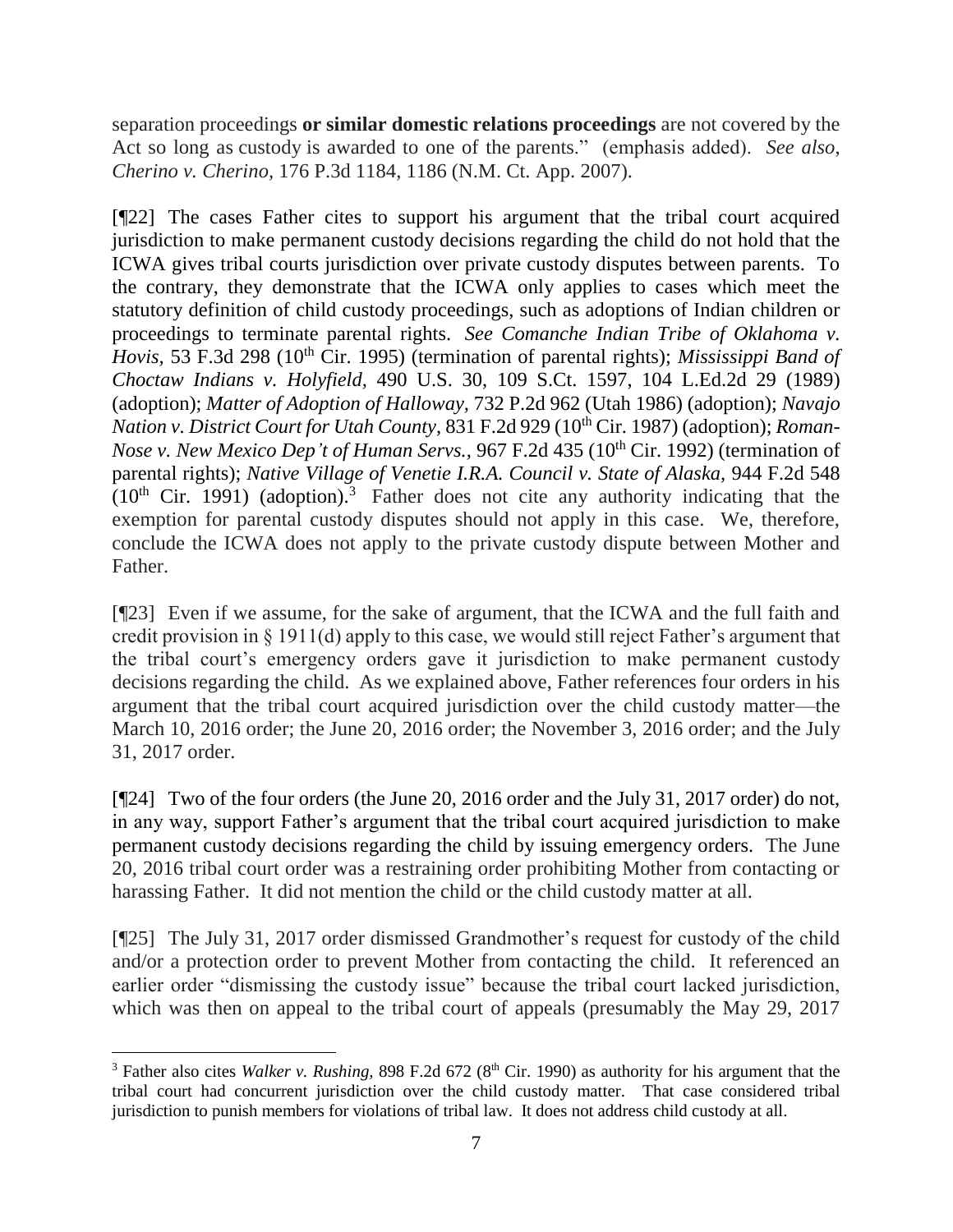separation proceedings **or similar domestic relations proceedings** are not covered by the Act so long as custody is awarded to one of the parents." (emphasis added). *See also*, *Cherino v. Cherino*, 176 P.3d 1184, 1186 (N.M. Ct. App. 2007).

[¶22] The cases Father cites to support his argument that the tribal court acquired jurisdiction to make permanent custody decisions regarding the child do not hold that the ICWA gives tribal courts jurisdiction over private custody disputes between parents. To the contrary, they demonstrate that the ICWA only applies to cases which meet the statutory definition of child custody proceedings, such as adoptions of Indian children or proceedings to terminate parental rights. *See Comanche Indian Tribe of Oklahoma v. Hovis*, 53 F.3d 298 (10th Cir. 1995) (termination of parental rights); *Mississippi Band of Choctaw Indians v. Holyfield*, 490 U.S. 30, 109 S.Ct. 1597, 104 L.Ed.2d 29 (1989) (adoption); *Matter of Adoption of Halloway*, 732 P.2d 962 (Utah 1986) (adoption); *Navajo Nation v. District Court for Utah County*, 831 F.2d 929 (10th Cir. 1987) (adoption); *Roman-Nose v. New Mexico Dep't of Human Servs.*, 967 F.2d 435 (10th Cir. 1992) (termination of parental rights); *Native Village of Venetie I.R.A. Council v. State of Alaska*, 944 F.2d 548 (10th Cir. 1991) (adoption).[3] Father does not cite any authority indicating that the exemption for parental custody disputes should not apply in this case. We, therefore, conclude the ICWA does not apply to the private custody dispute between Mother and Father.

[¶23] Even if we assume, for the sake of argument, that the ICWA and the full faith and credit provision in § 1911(d) apply to this case, we would still reject Father's argument that the tribal court's emergency orders gave it jurisdiction to make permanent custody decisions regarding the child. As we explained above, Father references four orders in his argument that the tribal court acquired jurisdiction over the child custody matter—the March 10, 2016 order; the June 20, 2016 order; the November 3, 2016 order; and the July 31, 2017 order.

[¶24] Two of the four orders (the June 20, 2016 order and the July 31, 2017 order) do not, in any way, support Father's argument that the tribal court acquired jurisdiction to make permanent custody decisions regarding the child by issuing emergency orders. The June 20, 2016 tribal court order was a restraining order prohibiting Mother from contacting or harassing Father. It did not mention the child or the child custody matter at all.

[¶25] The July 31, 2017 order dismissed Grandmother's request for custody of the child and/or a protection order to prevent Mother from contacting the child. It referenced an earlier order "dismissing the custody issue" because the tribal court lacked jurisdiction, which was then on appeal to the tribal court of appeals (presumably the May 29, 2017

[3] Father also cites *Walker v. Rushing*, 898 F.2d 672 (8th Cir. 1990) as authority for his argument that the tribal court had concurrent jurisdiction over the child custody matter. That case considered tribal jurisdiction to punish members for violations of tribal law. It does not address child custody at all.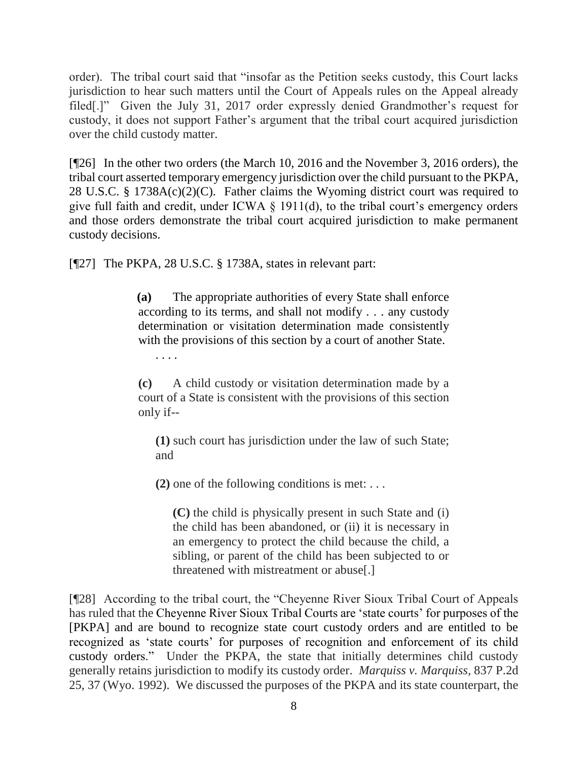order). The tribal court said that "insofar as the Petition seeks custody, this Court lacks jurisdiction to hear such matters until the Court of Appeals rules on the Appeal already filed[.]" Given the July 31, 2017 order expressly denied Grandmother's request for custody, it does not support Father's argument that the tribal court acquired jurisdiction over the child custody matter.

[¶26] In the other two orders (the March 10, 2016 and the November 3, 2016 orders), the tribal court asserted temporary emergency jurisdiction over the child pursuant to the PKPA, 28 U.S.C. § 1738A(c)(2)(C). Father claims the Wyoming district court was required to give full faith and credit, under ICWA § 1911(d), to the tribal court's emergency orders and those orders demonstrate the tribal court acquired jurisdiction to make permanent custody decisions.

[¶27] The PKPA, 28 U.S.C. § 1738A, states in relevant part:

> **(a)** The appropriate authorities of every State shall enforce according to its terms, and shall not modify . . . any custody determination or visitation determination made consistently with the provisions of this section by a court of another State.
>
> . . . .
>
> **(c)** A child custody or visitation determination made by a court of a State is consistent with the provisions of this section only if--
>
> **(1)** such court has jurisdiction under the law of such State; and
>
> **(2)** one of the following conditions is met: . . .
>
> **(C)** the child is physically present in such State and (i) the child has been abandoned, or (ii) it is necessary in an emergency to protect the child because the child, a sibling, or parent of the child has been subjected to or threatened with mistreatment or abuse[.]

[¶28] According to the tribal court, the "Cheyenne River Sioux Tribal Court of Appeals has ruled that the Cheyenne River Sioux Tribal Courts are 'state courts' for purposes of the [PKPA] and are bound to recognize state court custody orders and are entitled to be recognized as 'state courts' for purposes of recognition and enforcement of its child custody orders." Under the PKPA, the state that initially determines child custody generally retains jurisdiction to modify its custody order. *Marquiss v. Marquiss*, 837 P.2d 25, 37 (Wyo. 1992). We discussed the purposes of the PKPA and its state counterpart, the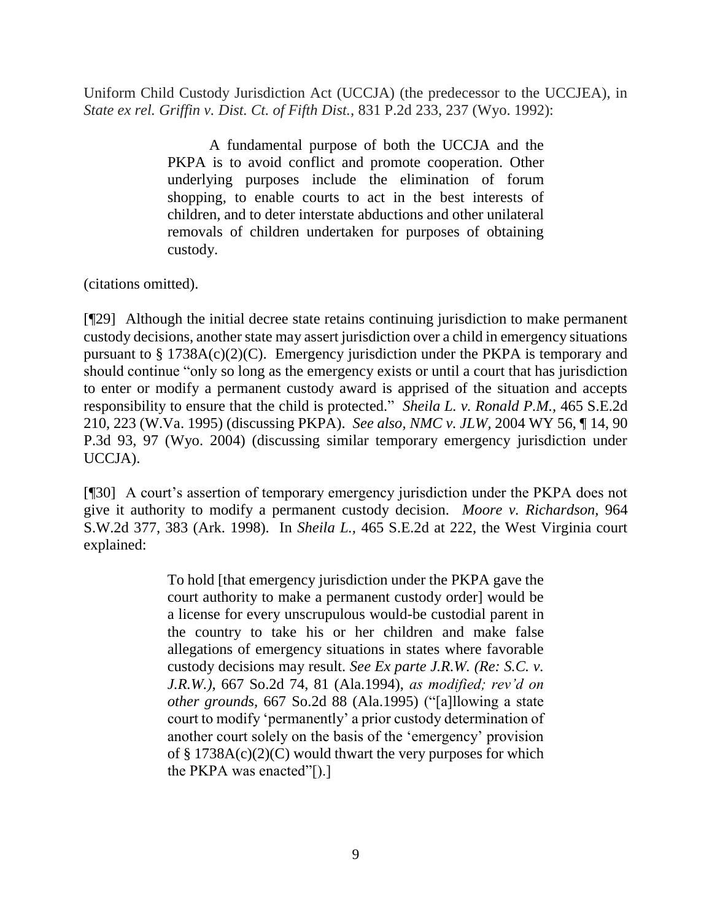Uniform Child Custody Jurisdiction Act (UCCJA) (the predecessor to the UCCJEA), in *State ex rel. Griffin v. Dist. Ct. of Fifth Dist.*, 831 P.2d 233, 237 (Wyo. 1992):

> A fundamental purpose of both the UCCJA and the PKPA is to avoid conflict and promote cooperation. Other underlying purposes include the elimination of forum shopping, to enable courts to act in the best interests of children, and to deter interstate abductions and other unilateral removals of children undertaken for purposes of obtaining custody.

(citations omitted).

[¶29] Although the initial decree state retains continuing jurisdiction to make permanent custody decisions, another state may assert jurisdiction over a child in emergency situations pursuant to § 1738A(c)(2)(C). Emergency jurisdiction under the PKPA is temporary and should continue "only so long as the emergency exists or until a court that has jurisdiction to enter or modify a permanent custody award is apprised of the situation and accepts responsibility to ensure that the child is protected." *Sheila L. v. Ronald P.M.*, 465 S.E.2d 210, 223 (W.Va. 1995) (discussing PKPA). *See also, NMC v. JLW*, 2004 WY 56, ¶ 14, 90 P.3d 93, 97 (Wyo. 2004) (discussing similar temporary emergency jurisdiction under UCCJA).

[¶30] A court's assertion of temporary emergency jurisdiction under the PKPA does not give it authority to modify a permanent custody decision. *Moore v. Richardson*, 964 S.W.2d 377, 383 (Ark. 1998). In *Sheila L.*, 465 S.E.2d at 222, the West Virginia court explained:

> To hold [that emergency jurisdiction under the PKPA gave the court authority to make a permanent custody order] would be a license for every unscrupulous would-be custodial parent in the country to take his or her children and make false allegations of emergency situations in states where favorable custody decisions may result. *See Ex parte J.R.W. (Re: S.C. v. J.R.W.)*, 667 So.2d 74, 81 (Ala.1994), *as modified; rev'd on other grounds*, 667 So.2d 88 (Ala.1995) ("[a]llowing a state court to modify 'permanently' a prior custody determination of another court solely on the basis of the 'emergency' provision of § 1738A(c)(2)(C) would thwart the very purposes for which the PKPA was enacted"[).]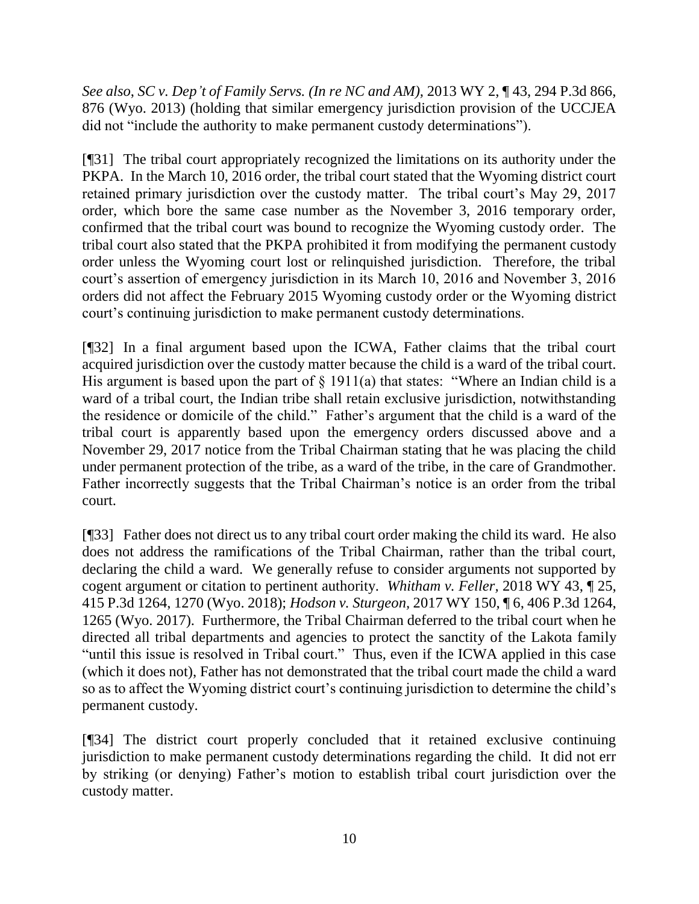*See also*, *SC v. Dep't of Family Servs. (In re NC and AM)*, 2013 WY 2, ¶ 43, 294 P.3d 866, 876 (Wyo. 2013) (holding that similar emergency jurisdiction provision of the UCCJEA did not "include the authority to make permanent custody determinations").

[¶31] The tribal court appropriately recognized the limitations on its authority under the PKPA. In the March 10, 2016 order, the tribal court stated that the Wyoming district court retained primary jurisdiction over the custody matter. The tribal court's May 29, 2017 order, which bore the same case number as the November 3, 2016 temporary order, confirmed that the tribal court was bound to recognize the Wyoming custody order. The tribal court also stated that the PKPA prohibited it from modifying the permanent custody order unless the Wyoming court lost or relinquished jurisdiction. Therefore, the tribal court's assertion of emergency jurisdiction in its March 10, 2016 and November 3, 2016 orders did not affect the February 2015 Wyoming custody order or the Wyoming district court's continuing jurisdiction to make permanent custody determinations.

[¶32] In a final argument based upon the ICWA, Father claims that the tribal court acquired jurisdiction over the custody matter because the child is a ward of the tribal court. His argument is based upon the part of § 1911(a) that states: "Where an Indian child is a ward of a tribal court, the Indian tribe shall retain exclusive jurisdiction, notwithstanding the residence or domicile of the child." Father's argument that the child is a ward of the tribal court is apparently based upon the emergency orders discussed above and a November 29, 2017 notice from the Tribal Chairman stating that he was placing the child under permanent protection of the tribe, as a ward of the tribe, in the care of Grandmother. Father incorrectly suggests that the Tribal Chairman's notice is an order from the tribal court.

[¶33] Father does not direct us to any tribal court order making the child its ward. He also does not address the ramifications of the Tribal Chairman, rather than the tribal court, declaring the child a ward. We generally refuse to consider arguments not supported by cogent argument or citation to pertinent authority. *Whitham v. Feller*, 2018 WY 43, ¶ 25, 415 P.3d 1264, 1270 (Wyo. 2018); *Hodson v. Sturgeon*, 2017 WY 150, ¶ 6, 406 P.3d 1264, 1265 (Wyo. 2017). Furthermore, the Tribal Chairman deferred to the tribal court when he directed all tribal departments and agencies to protect the sanctity of the Lakota family "until this issue is resolved in Tribal court." Thus, even if the ICWA applied in this case (which it does not), Father has not demonstrated that the tribal court made the child a ward so as to affect the Wyoming district court's continuing jurisdiction to determine the child's permanent custody.

[¶34] The district court properly concluded that it retained exclusive continuing jurisdiction to make permanent custody determinations regarding the child. It did not err by striking (or denying) Father's motion to establish tribal court jurisdiction over the custody matter.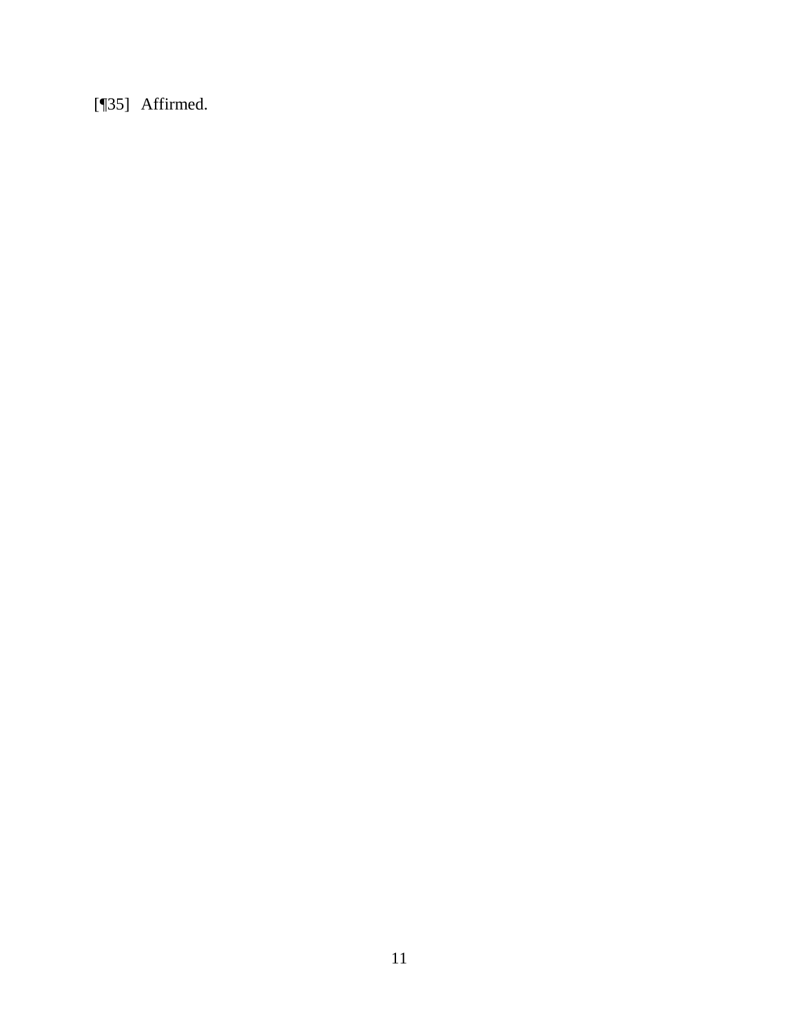[¶35] Affirmed.